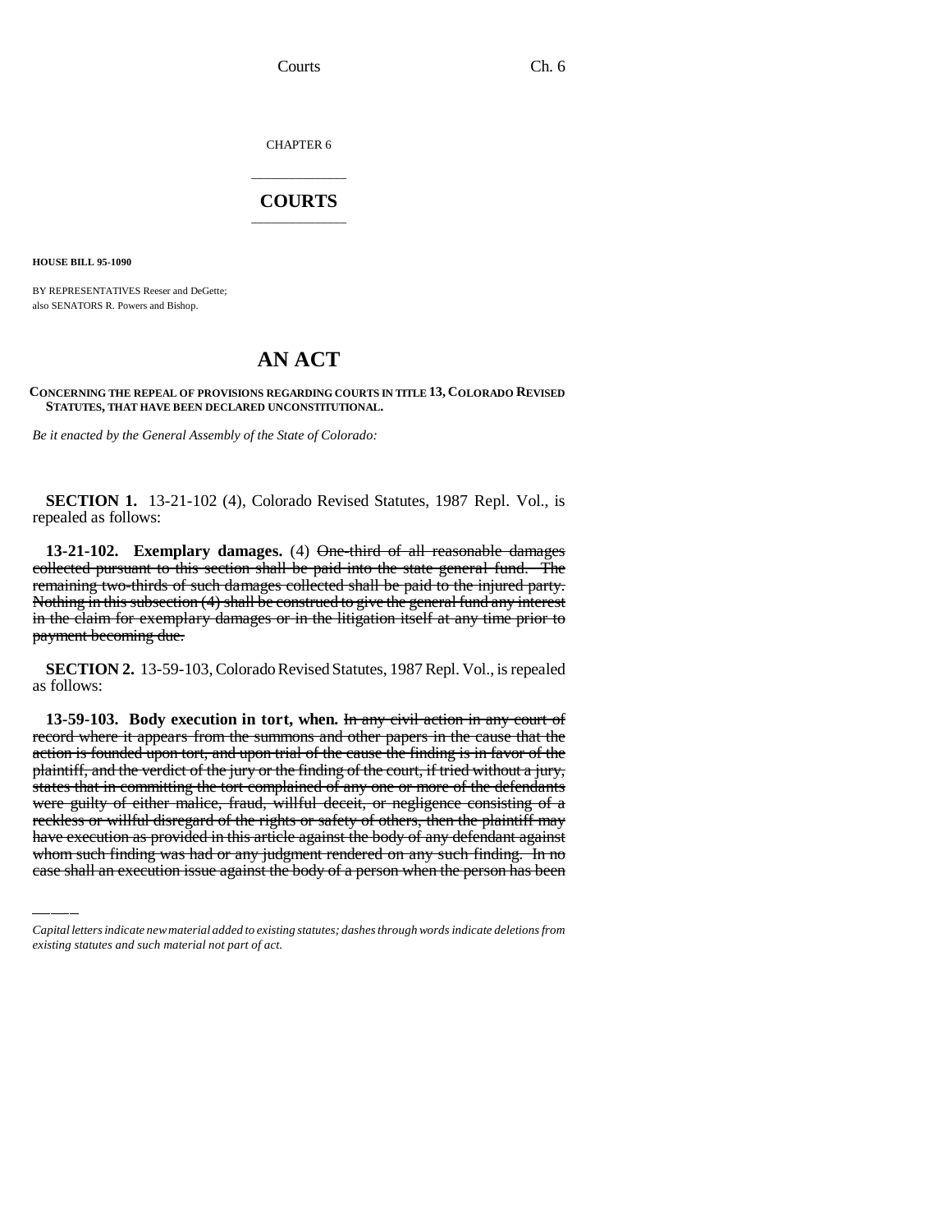CHAPTER 6

## COURTS

**HOUSE BILL 95-1090**

BY REPRESENTATIVES Reeser and DeGette;
also SENATORS R. Powers and Bishop.

# AN ACT

**CONCERNING THE REPEAL OF PROVISIONS REGARDING COURTS IN TITLE 13, COLORADO REVISED STATUTES, THAT HAVE BEEN DECLARED UNCONSTITUTIONAL.**

*Be it enacted by the General Assembly of the State of Colorado:*

**SECTION 1.** 13-21-102 (4), Colorado Revised Statutes, 1987 Repl. Vol., is repealed as follows:

**13-21-102. Exemplary damages.** (4) ~~One-third of all reasonable damages collected pursuant to this section shall be paid into the state general fund. The remaining two-thirds of such damages collected shall be paid to the injured party. Nothing in this subsection (4) shall be construed to give the general fund any interest in the claim for exemplary damages or in the litigation itself at any time prior to payment becoming due.~~

**SECTION 2.** 13-59-103, Colorado Revised Statutes, 1987 Repl. Vol., is repealed as follows:

**13-59-103. Body execution in tort, when.** ~~In any civil action in any court of record where it appears from the summons and other papers in the cause that the action is founded upon tort, and upon trial of the cause the finding is in favor of the plaintiff, and the verdict of the jury or the finding of the court, if tried without a jury, states that in committing the tort complained of any one or more of the defendants were guilty of either malice, fraud, willful deceit, or negligence consisting of a reckless or willful disregard of the rights or safety of others, then the plaintiff may have execution as provided in this article against the body of any defendant against whom such finding was had or any judgment rendered on any such finding. In no case shall an execution issue against the body of a person when the person has been~~

---

*Capital letters indicate new material added to existing statutes; dashes through words indicate deletions from existing statutes and such material not part of act.*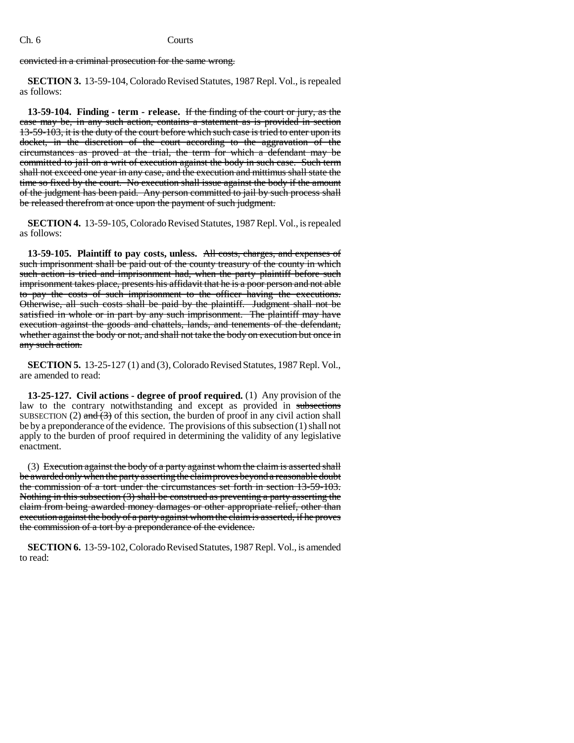convicted in a criminal prosecution for the same wrong.

**SECTION 3.** 13-59-104, Colorado Revised Statutes, 1987 Repl. Vol., is repealed as follows:

**13-59-104. Finding - term - release.** ~~If the finding of the court or jury, as the case may be, in any such action, contains a statement as is provided in section 13-59-103, it is the duty of the court before which such case is tried to enter upon its docket, in the discretion of the court according to the aggravation of the circumstances as proved at the trial, the term for which a defendant may be committed to jail on a writ of execution against the body in such case. Such term shall not exceed one year in any case, and the execution and mittimus shall state the time so fixed by the court. No execution shall issue against the body if the amount of the judgment has been paid. Any person committed to jail by such process shall be released therefrom at once upon the payment of such judgment.~~

**SECTION 4.** 13-59-105, Colorado Revised Statutes, 1987 Repl. Vol., is repealed as follows:

**13-59-105. Plaintiff to pay costs, unless.** ~~All costs, charges, and expenses of such imprisonment shall be paid out of the county treasury of the county in which such action is tried and imprisonment had, when the party plaintiff before such imprisonment takes place, presents his affidavit that he is a poor person and not able to pay the costs of such imprisonment to the officer having the executions. Otherwise, all such costs shall be paid by the plaintiff. Judgment shall not be satisfied in whole or in part by any such imprisonment. The plaintiff may have execution against the goods and chattels, lands, and tenements of the defendant, whether against the body or not, and shall not take the body on execution but once in any such action.~~

**SECTION 5.** 13-25-127 (1) and (3), Colorado Revised Statutes, 1987 Repl. Vol., are amended to read:

**13-25-127. Civil actions - degree of proof required.** (1) Any provision of the law to the contrary notwithstanding and except as provided in ~~subsections~~ SUBSECTION (2) ~~and (3)~~ of this section, the burden of proof in any civil action shall be by a preponderance of the evidence. The provisions of this subsection (1) shall not apply to the burden of proof required in determining the validity of any legislative enactment.

(3) ~~Execution against the body of a party against whom the claim is asserted shall be awarded only when the party asserting the claim proves beyond a reasonable doubt the commission of a tort under the circumstances set forth in section 13-59-103. Nothing in this subsection (3) shall be construed as preventing a party asserting the claim from being awarded money damages or other appropriate relief, other than execution against the body of a party against whom the claim is asserted, if he proves the commission of a tort by a preponderance of the evidence.~~

**SECTION 6.** 13-59-102, Colorado Revised Statutes, 1987 Repl. Vol., is amended to read: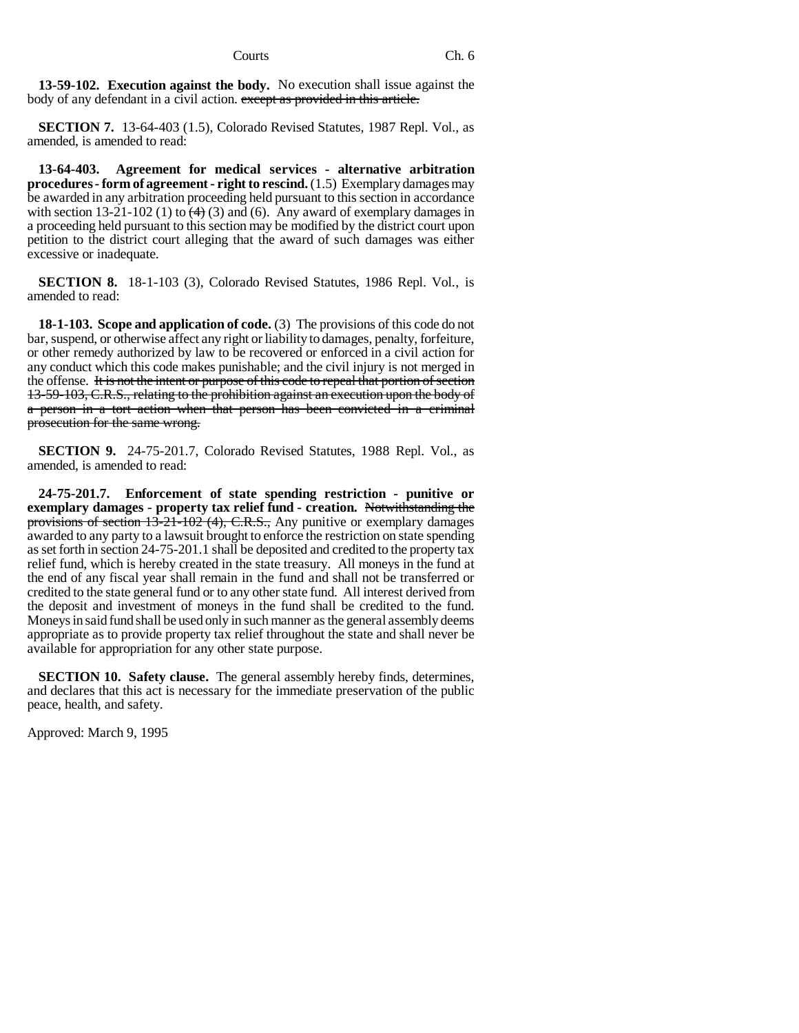**13-59-102. Execution against the body.** No execution shall issue against the body of any defendant in a civil action. ~~except as provided in this article.~~

**SECTION 7.** 13-64-403 (1.5), Colorado Revised Statutes, 1987 Repl. Vol., as amended, is amended to read:

**13-64-403. Agreement for medical services - alternative arbitration procedures - form of agreement - right to rescind.** (1.5) Exemplary damages may be awarded in any arbitration proceeding held pursuant to this section in accordance with section 13-21-102 (1) to ~~(4)~~ (3) and (6). Any award of exemplary damages in a proceeding held pursuant to this section may be modified by the district court upon petition to the district court alleging that the award of such damages was either excessive or inadequate.

**SECTION 8.** 18-1-103 (3), Colorado Revised Statutes, 1986 Repl. Vol., is amended to read:

**18-1-103. Scope and application of code.** (3) The provisions of this code do not bar, suspend, or otherwise affect any right or liability to damages, penalty, forfeiture, or other remedy authorized by law to be recovered or enforced in a civil action for any conduct which this code makes punishable; and the civil injury is not merged in the offense. ~~It is not the intent or purpose of this code to repeal that portion of section 13-59-103, C.R.S., relating to the prohibition against an execution upon the body of a person in a tort action when that person has been convicted in a criminal prosecution for the same wrong.~~

**SECTION 9.** 24-75-201.7, Colorado Revised Statutes, 1988 Repl. Vol., as amended, is amended to read:

**24-75-201.7. Enforcement of state spending restriction - punitive or exemplary damages - property tax relief fund - creation.** ~~Notwithstanding the provisions of section 13-21-102 (4), C.R.S.,~~ Any punitive or exemplary damages awarded to any party to a lawsuit brought to enforce the restriction on state spending as set forth in section 24-75-201.1 shall be deposited and credited to the property tax relief fund, which is hereby created in the state treasury. All moneys in the fund at the end of any fiscal year shall remain in the fund and shall not be transferred or credited to the state general fund or to any other state fund. All interest derived from the deposit and investment of moneys in the fund shall be credited to the fund. Moneys in said fund shall be used only in such manner as the general assembly deems appropriate as to provide property tax relief throughout the state and shall never be available for appropriation for any other state purpose.

**SECTION 10. Safety clause.** The general assembly hereby finds, determines, and declares that this act is necessary for the immediate preservation of the public peace, health, and safety.

Approved: March 9, 1995